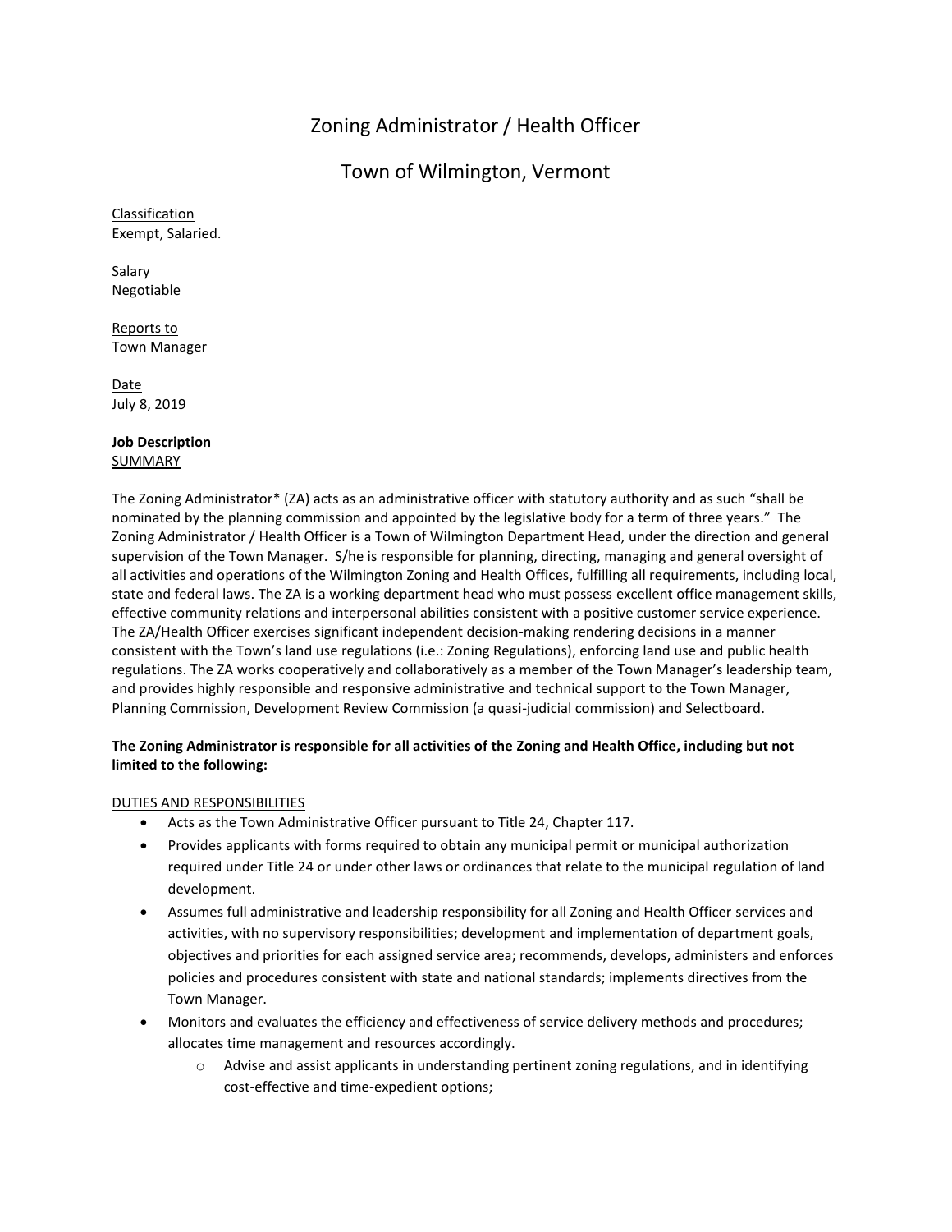# Zoning Administrator / Health Officer

## Town of Wilmington, Vermont

Classification
Exempt, Salaried.

Salary
Negotiable

Reports to
Town Manager

Date
July 8, 2019

**Job Description**
SUMMARY

The Zoning Administrator* (ZA) acts as an administrative officer with statutory authority and as such "shall be nominated by the planning commission and appointed by the legislative body for a term of three years." The Zoning Administrator / Health Officer is a Town of Wilmington Department Head, under the direction and general supervision of the Town Manager. S/he is responsible for planning, directing, managing and general oversight of all activities and operations of the Wilmington Zoning and Health Offices, fulfilling all requirements, including local, state and federal laws. The ZA is a working department head who must possess excellent office management skills, effective community relations and interpersonal abilities consistent with a positive customer service experience. The ZA/Health Officer exercises significant independent decision-making rendering decisions in a manner consistent with the Town's land use regulations (i.e.: Zoning Regulations), enforcing land use and public health regulations. The ZA works cooperatively and collaboratively as a member of the Town Manager's leadership team, and provides highly responsible and responsive administrative and technical support to the Town Manager, Planning Commission, Development Review Commission (a quasi-judicial commission) and Selectboard.

**The Zoning Administrator is responsible for all activities of the Zoning and Health Office, including but not limited to the following:**

DUTIES AND RESPONSIBILITIES

- Acts as the Town Administrative Officer pursuant to Title 24, Chapter 117.
- Provides applicants with forms required to obtain any municipal permit or municipal authorization required under Title 24 or under other laws or ordinances that relate to the municipal regulation of land development.
- Assumes full administrative and leadership responsibility for all Zoning and Health Officer services and activities, with no supervisory responsibilities; development and implementation of department goals, objectives and priorities for each assigned service area; recommends, develops, administers and enforces policies and procedures consistent with state and national standards; implements directives from the Town Manager.
- Monitors and evaluates the efficiency and effectiveness of service delivery methods and procedures; allocates time management and resources accordingly.
  - Advise and assist applicants in understanding pertinent zoning regulations, and in identifying cost-effective and time-expedient options;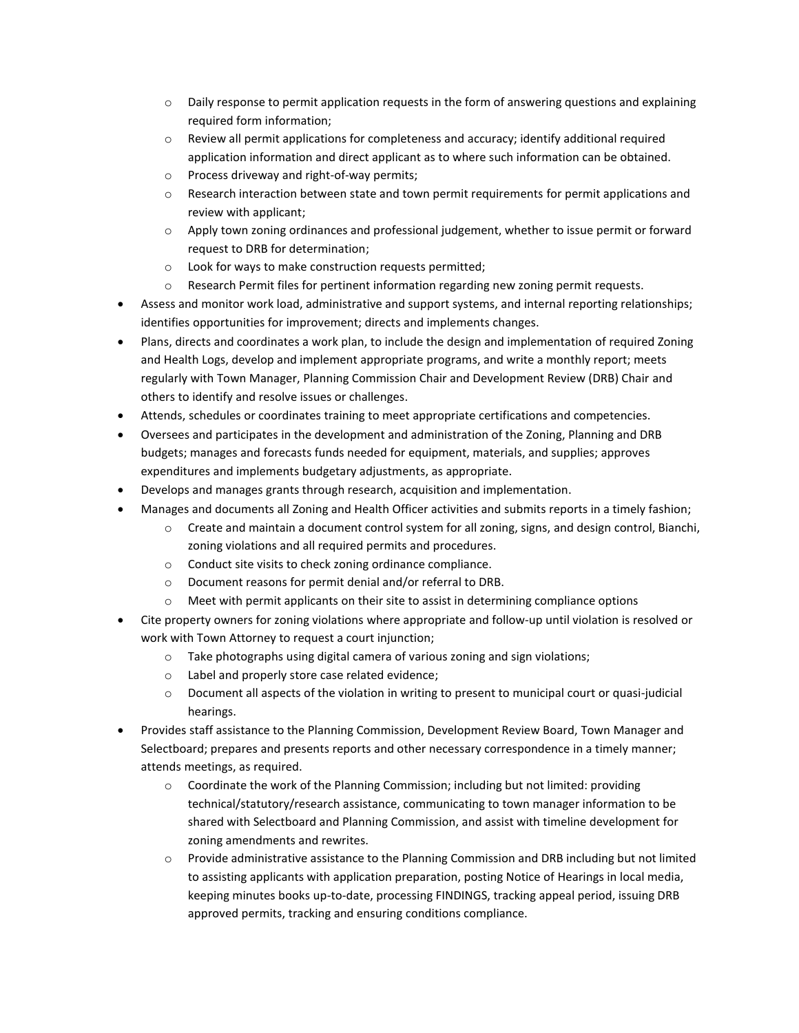- Daily response to permit application requests in the form of answering questions and explaining required form information;
  - Review all permit applications for completeness and accuracy; identify additional required application information and direct applicant as to where such information can be obtained.
  - Process driveway and right-of-way permits;
  - Research interaction between state and town permit requirements for permit applications and review with applicant;
  - Apply town zoning ordinances and professional judgement, whether to issue permit or forward request to DRB for determination;
  - Look for ways to make construction requests permitted;
  - Research Permit files for pertinent information regarding new zoning permit requests.
- Assess and monitor work load, administrative and support systems, and internal reporting relationships; identifies opportunities for improvement; directs and implements changes.
- Plans, directs and coordinates a work plan, to include the design and implementation of required Zoning and Health Logs, develop and implement appropriate programs, and write a monthly report; meets regularly with Town Manager, Planning Commission Chair and Development Review (DRB) Chair and others to identify and resolve issues or challenges.
- Attends, schedules or coordinates training to meet appropriate certifications and competencies.
- Oversees and participates in the development and administration of the Zoning, Planning and DRB budgets; manages and forecasts funds needed for equipment, materials, and supplies; approves expenditures and implements budgetary adjustments, as appropriate.
- Develops and manages grants through research, acquisition and implementation.
- Manages and documents all Zoning and Health Officer activities and submits reports in a timely fashion;
  - Create and maintain a document control system for all zoning, signs, and design control, Bianchi, zoning violations and all required permits and procedures.
  - Conduct site visits to check zoning ordinance compliance.
  - Document reasons for permit denial and/or referral to DRB.
  - Meet with permit applicants on their site to assist in determining compliance options
- Cite property owners for zoning violations where appropriate and follow-up until violation is resolved or work with Town Attorney to request a court injunction;
  - Take photographs using digital camera of various zoning and sign violations;
  - Label and properly store case related evidence;
  - Document all aspects of the violation in writing to present to municipal court or quasi-judicial hearings.
- Provides staff assistance to the Planning Commission, Development Review Board, Town Manager and Selectboard; prepares and presents reports and other necessary correspondence in a timely manner; attends meetings, as required.
  - Coordinate the work of the Planning Commission; including but not limited: providing technical/statutory/research assistance, communicating to town manager information to be shared with Selectboard and Planning Commission, and assist with timeline development for zoning amendments and rewrites.
  - Provide administrative assistance to the Planning Commission and DRB including but not limited to assisting applicants with application preparation, posting Notice of Hearings in local media, keeping minutes books up-to-date, processing FINDINGS, tracking appeal period, issuing DRB approved permits, tracking and ensuring conditions compliance.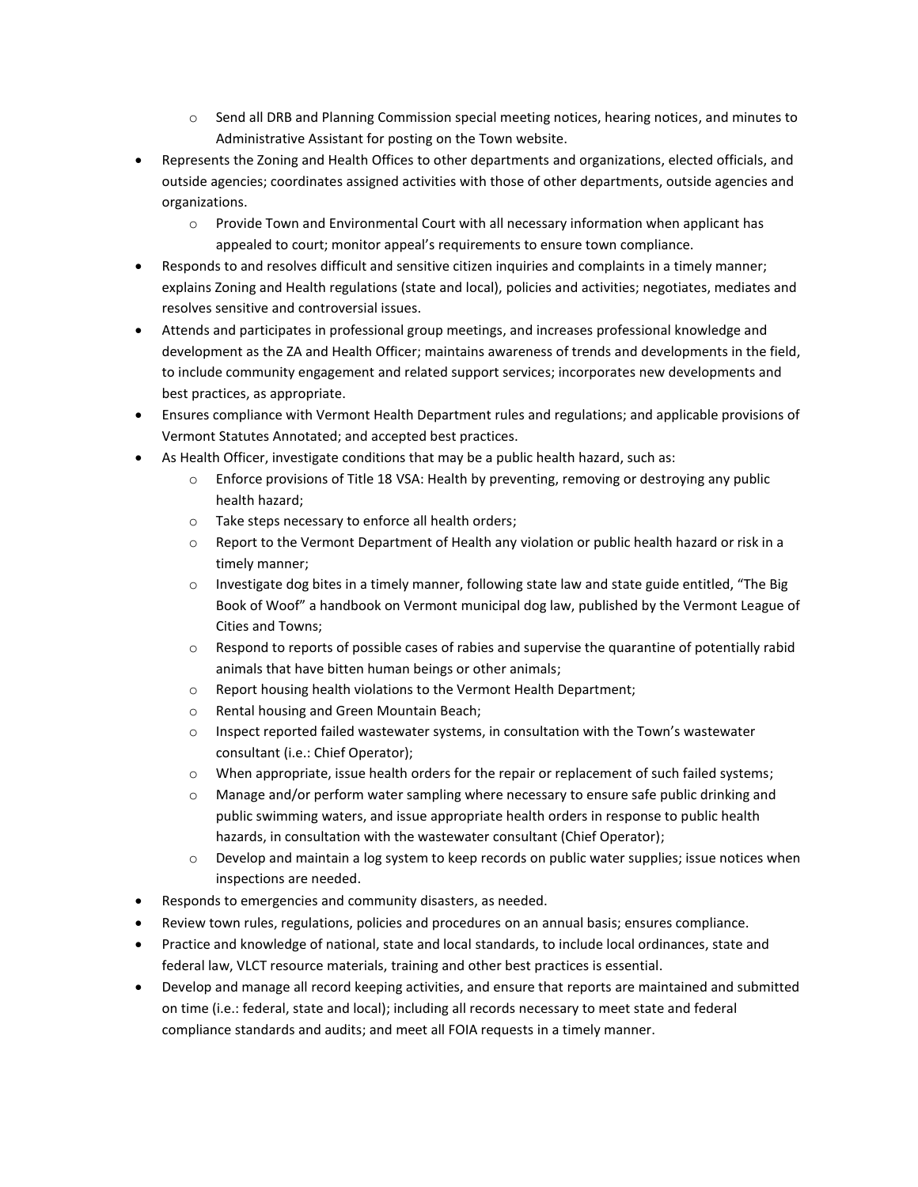- Send all DRB and Planning Commission special meeting notices, hearing notices, and minutes to Administrative Assistant for posting on the Town website.
- Represents the Zoning and Health Offices to other departments and organizations, elected officials, and outside agencies; coordinates assigned activities with those of other departments, outside agencies and organizations.
    - Provide Town and Environmental Court with all necessary information when applicant has appealed to court; monitor appeal's requirements to ensure town compliance.
- Responds to and resolves difficult and sensitive citizen inquiries and complaints in a timely manner; explains Zoning and Health regulations (state and local), policies and activities; negotiates, mediates and resolves sensitive and controversial issues.
- Attends and participates in professional group meetings, and increases professional knowledge and development as the ZA and Health Officer; maintains awareness of trends and developments in the field, to include community engagement and related support services; incorporates new developments and best practices, as appropriate.
- Ensures compliance with Vermont Health Department rules and regulations; and applicable provisions of Vermont Statutes Annotated; and accepted best practices.
- As Health Officer, investigate conditions that may be a public health hazard, such as:
    - Enforce provisions of Title 18 VSA: Health by preventing, removing or destroying any public health hazard;
    - Take steps necessary to enforce all health orders;
    - Report to the Vermont Department of Health any violation or public health hazard or risk in a timely manner;
    - Investigate dog bites in a timely manner, following state law and state guide entitled, "The Big Book of Woof" a handbook on Vermont municipal dog law, published by the Vermont League of Cities and Towns;
    - Respond to reports of possible cases of rabies and supervise the quarantine of potentially rabid animals that have bitten human beings or other animals;
    - Report housing health violations to the Vermont Health Department;
    - Rental housing and Green Mountain Beach;
    - Inspect reported failed wastewater systems, in consultation with the Town's wastewater consultant (i.e.: Chief Operator);
    - When appropriate, issue health orders for the repair or replacement of such failed systems;
    - Manage and/or perform water sampling where necessary to ensure safe public drinking and public swimming waters, and issue appropriate health orders in response to public health hazards, in consultation with the wastewater consultant (Chief Operator);
    - Develop and maintain a log system to keep records on public water supplies; issue notices when inspections are needed.
- Responds to emergencies and community disasters, as needed.
- Review town rules, regulations, policies and procedures on an annual basis; ensures compliance.
- Practice and knowledge of national, state and local standards, to include local ordinances, state and federal law, VLCT resource materials, training and other best practices is essential.
- Develop and manage all record keeping activities, and ensure that reports are maintained and submitted on time (i.e.: federal, state and local); including all records necessary to meet state and federal compliance standards and audits; and meet all FOIA requests in a timely manner.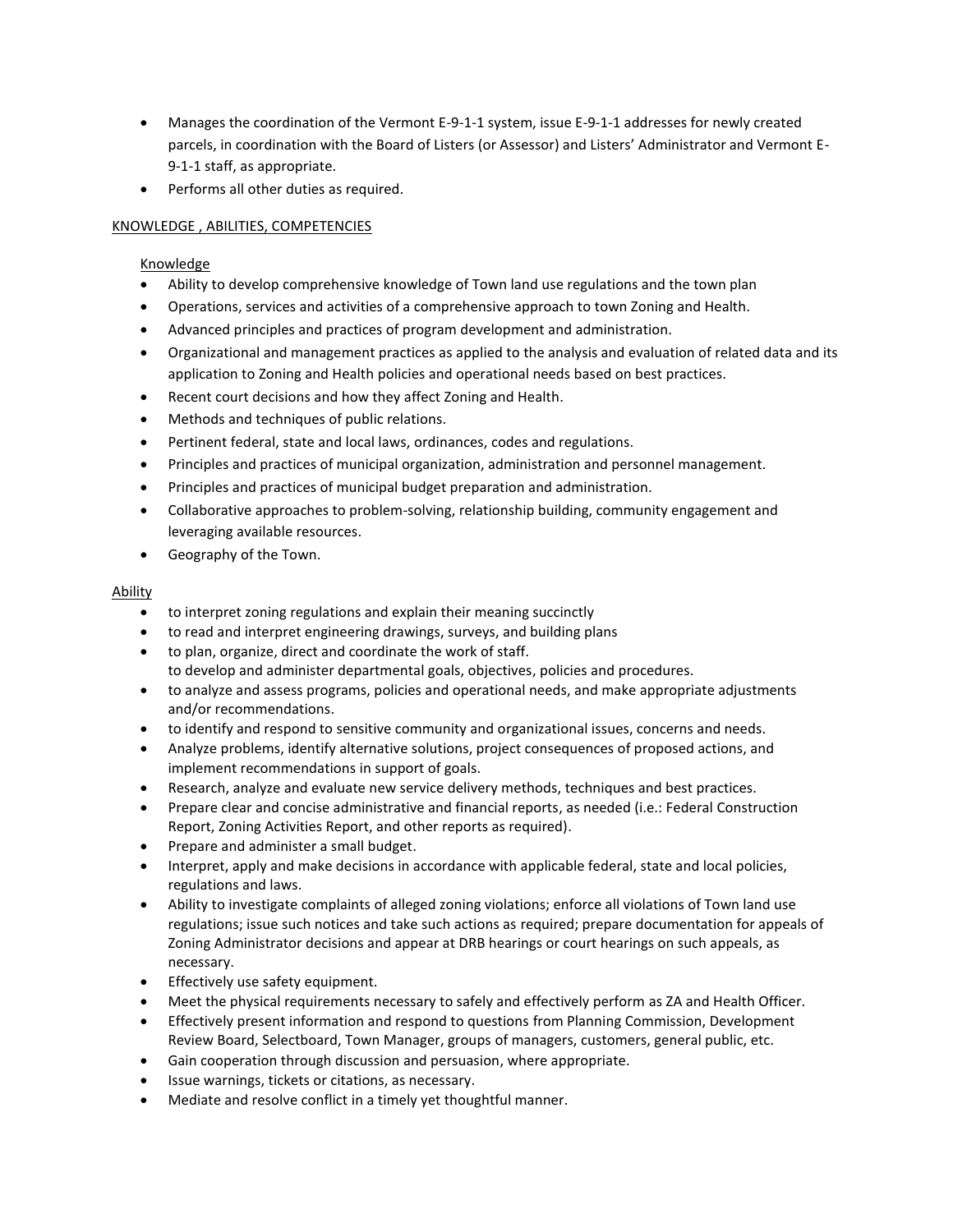- Manages the coordination of the Vermont E-9-1-1 system, issue E-9-1-1 addresses for newly created parcels, in coordination with the Board of Listers (or Assessor) and Listers' Administrator and Vermont E-9-1-1 staff, as appropriate.
- Performs all other duties as required.

<u>KNOWLEDGE , ABILITIES, COMPETENCIES</u>

<u>Knowledge</u>

- Ability to develop comprehensive knowledge of Town land use regulations and the town plan
- Operations, services and activities of a comprehensive approach to town Zoning and Health.
- Advanced principles and practices of program development and administration.
- Organizational and management practices as applied to the analysis and evaluation of related data and its application to Zoning and Health policies and operational needs based on best practices.
- Recent court decisions and how they affect Zoning and Health.
- Methods and techniques of public relations.
- Pertinent federal, state and local laws, ordinances, codes and regulations.
- Principles and practices of municipal organization, administration and personnel management.
- Principles and practices of municipal budget preparation and administration.
- Collaborative approaches to problem-solving, relationship building, community engagement and leveraging available resources.
- Geography of the Town.

<u>Ability</u>

- to interpret zoning regulations and explain their meaning succinctly
- to read and interpret engineering drawings, surveys, and building plans
- to plan, organize, direct and coordinate the work of staff.
  to develop and administer departmental goals, objectives, policies and procedures.
- to analyze and assess programs, policies and operational needs, and make appropriate adjustments and/or recommendations.
- to identify and respond to sensitive community and organizational issues, concerns and needs.
- Analyze problems, identify alternative solutions, project consequences of proposed actions, and implement recommendations in support of goals.
- Research, analyze and evaluate new service delivery methods, techniques and best practices.
- Prepare clear and concise administrative and financial reports, as needed (i.e.: Federal Construction Report, Zoning Activities Report, and other reports as required).
- Prepare and administer a small budget.
- Interpret, apply and make decisions in accordance with applicable federal, state and local policies, regulations and laws.
- Ability to investigate complaints of alleged zoning violations; enforce all violations of Town land use regulations; issue such notices and take such actions as required; prepare documentation for appeals of Zoning Administrator decisions and appear at DRB hearings or court hearings on such appeals, as necessary.
- Effectively use safety equipment.
- Meet the physical requirements necessary to safely and effectively perform as ZA and Health Officer.
- Effectively present information and respond to questions from Planning Commission, Development Review Board, Selectboard, Town Manager, groups of managers, customers, general public, etc.
- Gain cooperation through discussion and persuasion, where appropriate.
- Issue warnings, tickets or citations, as necessary.
- Mediate and resolve conflict in a timely yet thoughtful manner.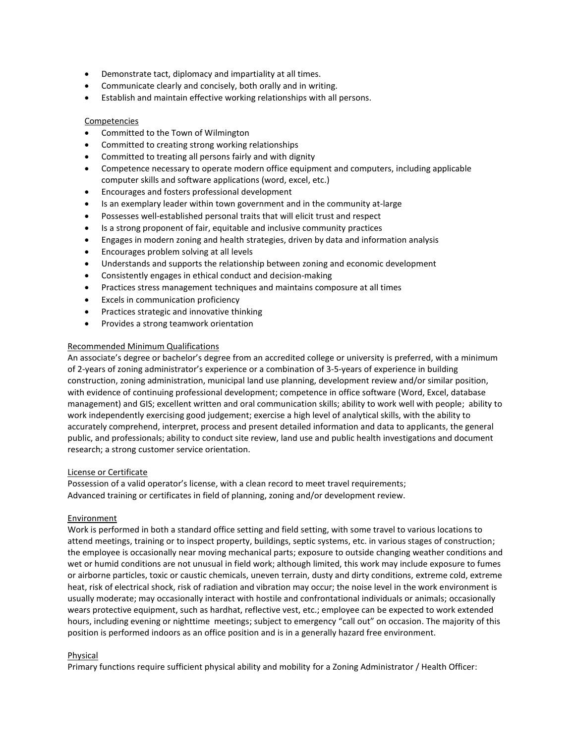- Demonstrate tact, diplomacy and impartiality at all times.
- Communicate clearly and concisely, both orally and in writing.
- Establish and maintain effective working relationships with all persons.

Competencies

- Committed to the Town of Wilmington
- Committed to creating strong working relationships
- Committed to treating all persons fairly and with dignity
- Competence necessary to operate modern office equipment and computers, including applicable computer skills and software applications (word, excel, etc.)
- Encourages and fosters professional development
- Is an exemplary leader within town government and in the community at-large
- Possesses well-established personal traits that will elicit trust and respect
- Is a strong proponent of fair, equitable and inclusive community practices
- Engages in modern zoning and health strategies, driven by data and information analysis
- Encourages problem solving at all levels
- Understands and supports the relationship between zoning and economic development
- Consistently engages in ethical conduct and decision-making
- Practices stress management techniques and maintains composure at all times
- Excels in communication proficiency
- Practices strategic and innovative thinking
- Provides a strong teamwork orientation

Recommended Minimum Qualifications

An associate's degree or bachelor's degree from an accredited college or university is preferred, with a minimum of 2-years of zoning administrator's experience or a combination of 3-5-years of experience in building construction, zoning administration, municipal land use planning, development review and/or similar position, with evidence of continuing professional development; competence in office software (Word, Excel, database management) and GIS; excellent written and oral communication skills; ability to work well with people; ability to work independently exercising good judgement; exercise a high level of analytical skills, with the ability to accurately comprehend, interpret, process and present detailed information and data to applicants, the general public, and professionals; ability to conduct site review, land use and public health investigations and document research; a strong customer service orientation.

License or Certificate

Possession of a valid operator's license, with a clean record to meet travel requirements;
Advanced training or certificates in field of planning, zoning and/or development review.

Environment

Work is performed in both a standard office setting and field setting, with some travel to various locations to attend meetings, training or to inspect property, buildings, septic systems, etc. in various stages of construction; the employee is occasionally near moving mechanical parts; exposure to outside changing weather conditions and wet or humid conditions are not unusual in field work; although limited, this work may include exposure to fumes or airborne particles, toxic or caustic chemicals, uneven terrain, dusty and dirty conditions, extreme cold, extreme heat, risk of electrical shock, risk of radiation and vibration may occur; the noise level in the work environment is usually moderate; may occasionally interact with hostile and confrontational individuals or animals; occasionally wears protective equipment, such as hardhat, reflective vest, etc.; employee can be expected to work extended hours, including evening or nighttime meetings; subject to emergency "call out" on occasion. The majority of this position is performed indoors as an office position and is in a generally hazard free environment.

Physical

Primary functions require sufficient physical ability and mobility for a Zoning Administrator / Health Officer: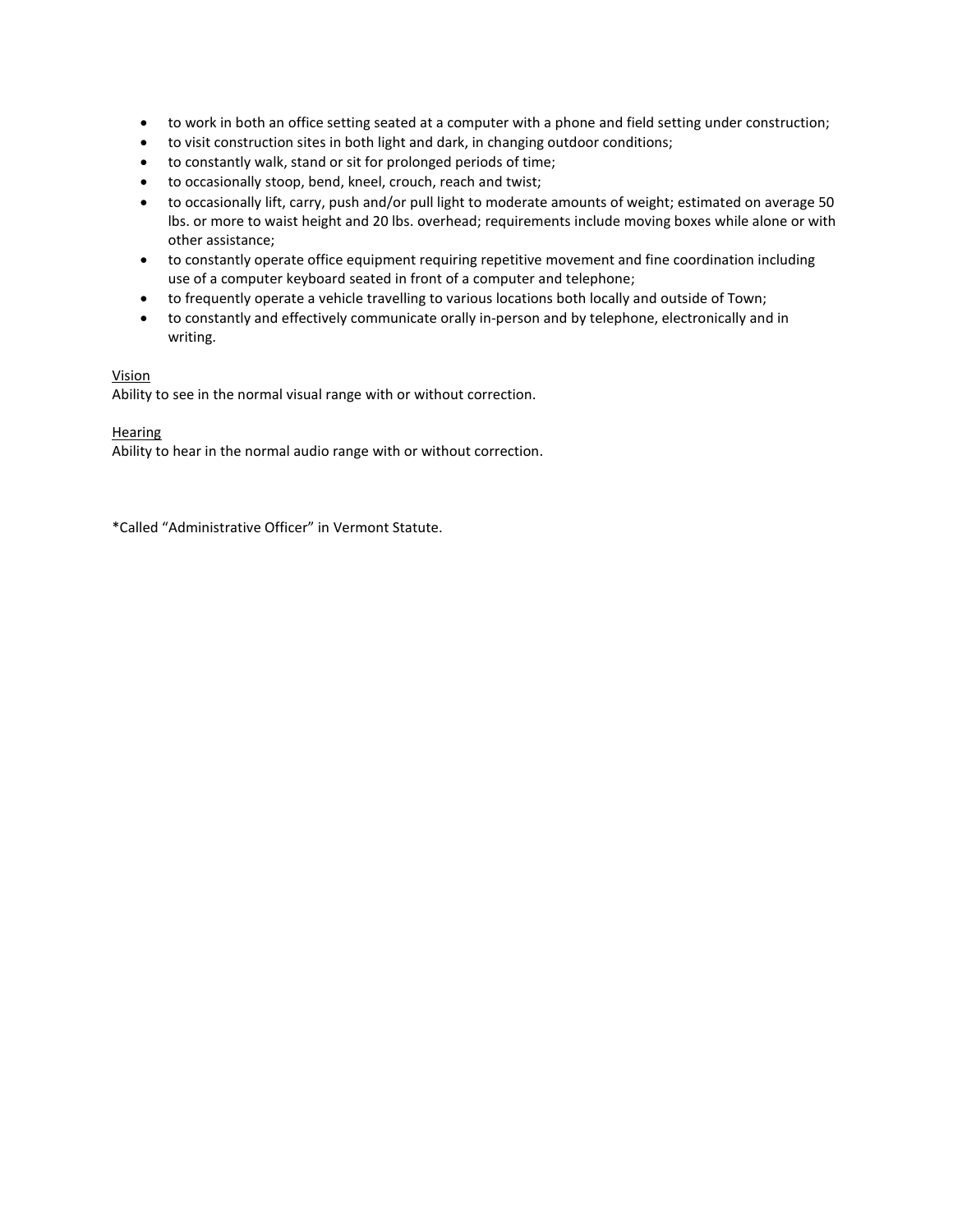- to work in both an office setting seated at a computer with a phone and field setting under construction;
- to visit construction sites in both light and dark, in changing outdoor conditions;
- to constantly walk, stand or sit for prolonged periods of time;
- to occasionally stoop, bend, kneel, crouch, reach and twist;
- to occasionally lift, carry, push and/or pull light to moderate amounts of weight; estimated on average 50 lbs. or more to waist height and 20 lbs. overhead; requirements include moving boxes while alone or with other assistance;
- to constantly operate office equipment requiring repetitive movement and fine coordination including use of a computer keyboard seated in front of a computer and telephone;
- to frequently operate a vehicle travelling to various locations both locally and outside of Town;
- to constantly and effectively communicate orally in-person and by telephone, electronically and in writing.

<u>Vision</u>
Ability to see in the normal visual range with or without correction.

<u>Hearing</u>
Ability to hear in the normal audio range with or without correction.

*Called "Administrative Officer" in Vermont Statute.